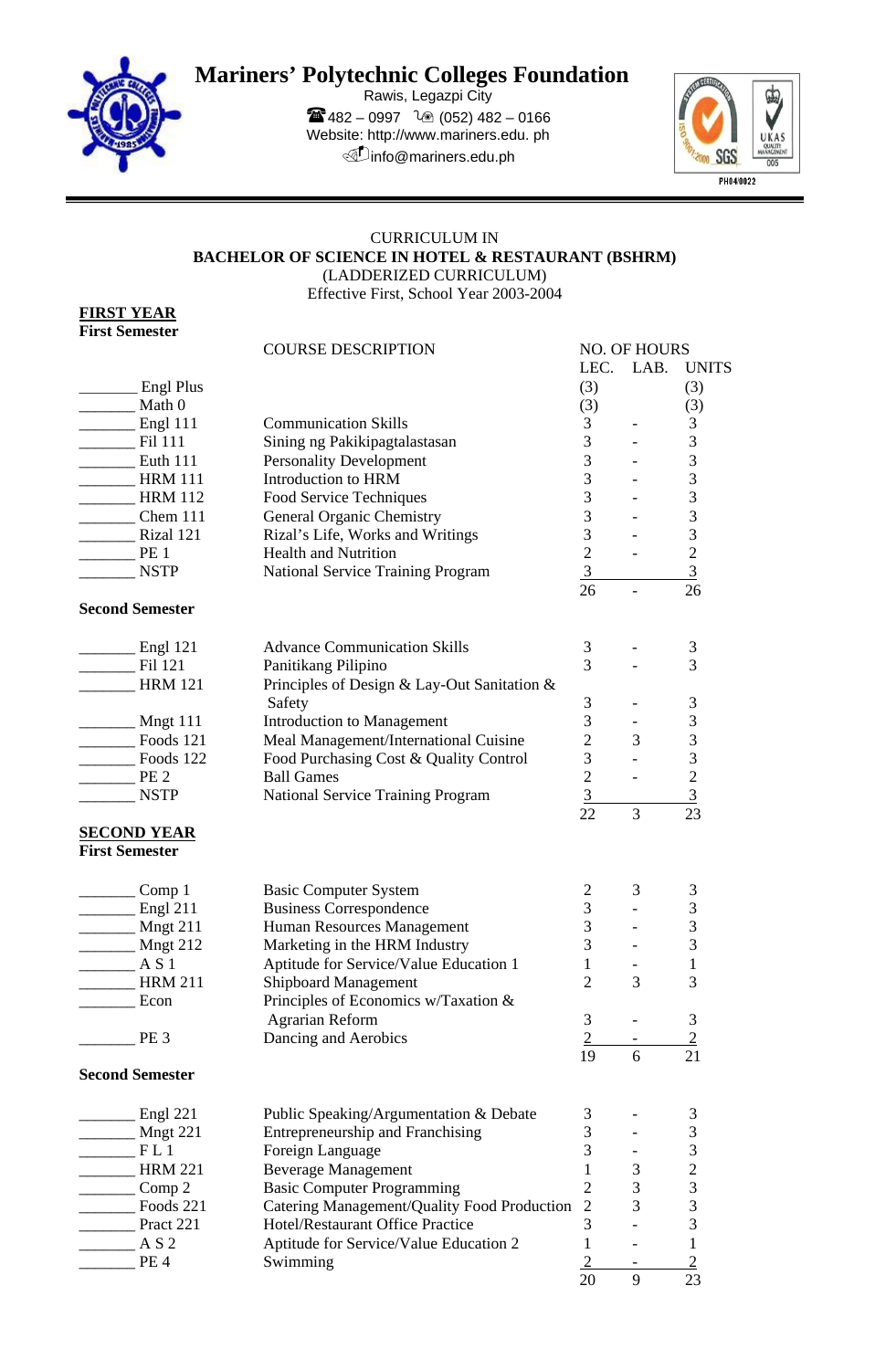# Mariners' Polytechnic Colleges Foundation

Rawis, Legazpi City
482 – 0997 (052) 482 – 0166
Website: http://www.mariners.edu. ph
info@mariners.edu.ph

PH04/0022

CURRICULUM IN
**BACHELOR OF SCIENCE IN HOTEL & RESTAURANT (BSHRM)**
(LADDERIZED CURRICULUM)
Effective First, School Year 2003-2004

## FIRST YEAR

### First Semester

| | COURSE DESCRIPTION | LEC. | LAB. | UNITS |
|---|---|---|---|---|
| _______ Engl Plus | | (3) | | (3) |
| _______ Math 0 | | (3) | | (3) |
| _______ Engl 111 | Communication Skills | 3 | - | 3 |
| _______ Fil 111 | Sining ng Pakikipagtalastasan | 3 | - | 3 |
| _______ Euth 111 | Personality Development | 3 | - | 3 |
| _______ HRM 111 | Introduction to HRM | 3 | - | 3 |
| _______ HRM 112 | Food Service Techniques | 3 | - | 3 |
| _______ Chem 111 | General Organic Chemistry | 3 | - | 3 |
| _______ Rizal 121 | Rizal's Life, Works and Writings | 3 | - | 3 |
| _______ PE 1 | Health and Nutrition | 2 | - | 2 |
| _______ NSTP | National Service Training Program | 3 | | 3 |
| | | 26 | - | 26 |

### Second Semester

| | COURSE DESCRIPTION | LEC. | LAB. | UNITS |
|---|---|---|---|---|
| _______ Engl 121 | Advance Communication Skills | 3 | - | 3 |
| _______ Fil 121 | Panitikang Pilipino | 3 | - | 3 |
| _______ HRM 121 | Principles of Design & Lay-Out Sanitation & Safety | 3 | - | 3 |
| _______ Mngt 111 | Introduction to Management | 3 | - | 3 |
| _______ Foods 121 | Meal Management/International Cuisine | 2 | 3 | 3 |
| _______ Foods 122 | Food Purchasing Cost & Quality Control | 3 | - | 3 |
| _______ PE 2 | Ball Games | 2 | - | 2 |
| _______ NSTP | National Service Training Program | 3 | | 3 |
| | | 22 | 3 | 23 |

## SECOND YEAR

### First Semester

| | COURSE DESCRIPTION | LEC. | LAB. | UNITS |
|---|---|---|---|---|
| _______ Comp 1 | Basic Computer System | 2 | 3 | 3 |
| _______ Engl 211 | Business Correspondence | 3 | - | 3 |
| _______ Mngt 211 | Human Resources Management | 3 | - | 3 |
| _______ Mngt 212 | Marketing in the HRM Industry | 3 | - | 3 |
| _______ A S 1 | Aptitude for Service/Value Education 1 | 1 | - | 1 |
| _______ HRM 211 | Shipboard Management | 2 | 3 | 3 |
| _______ Econ | Principles of Economics w/Taxation & Agrarian Reform | 3 | - | 3 |
| _______ PE 3 | Dancing and Aerobics | 2 | - | 2 |
| | | 19 | 6 | 21 |

### Second Semester

| | COURSE DESCRIPTION | LEC. | LAB. | UNITS |
|---|---|---|---|---|
| _______ Engl 221 | Public Speaking/Argumentation & Debate | 3 | - | 3 |
| _______ Mngt 221 | Entrepreneurship and Franchising | 3 | - | 3 |
| _______ F L 1 | Foreign Language | 3 | - | 3 |
| _______ HRM 221 | Beverage Management | 1 | 3 | 2 |
| _______ Comp 2 | Basic Computer Programming | 2 | 3 | 3 |
| _______ Foods 221 | Catering Management/Quality Food Production | 2 | 3 | 3 |
| _______ Pract 221 | Hotel/Restaurant Office Practice | 3 | - | 3 |
| _______ A S 2 | Aptitude for Service/Value Education 2 | 1 | - | 1 |
| _______ PE 4 | Swimming | 2 | - | 2 |
| | | 20 | 9 | 23 |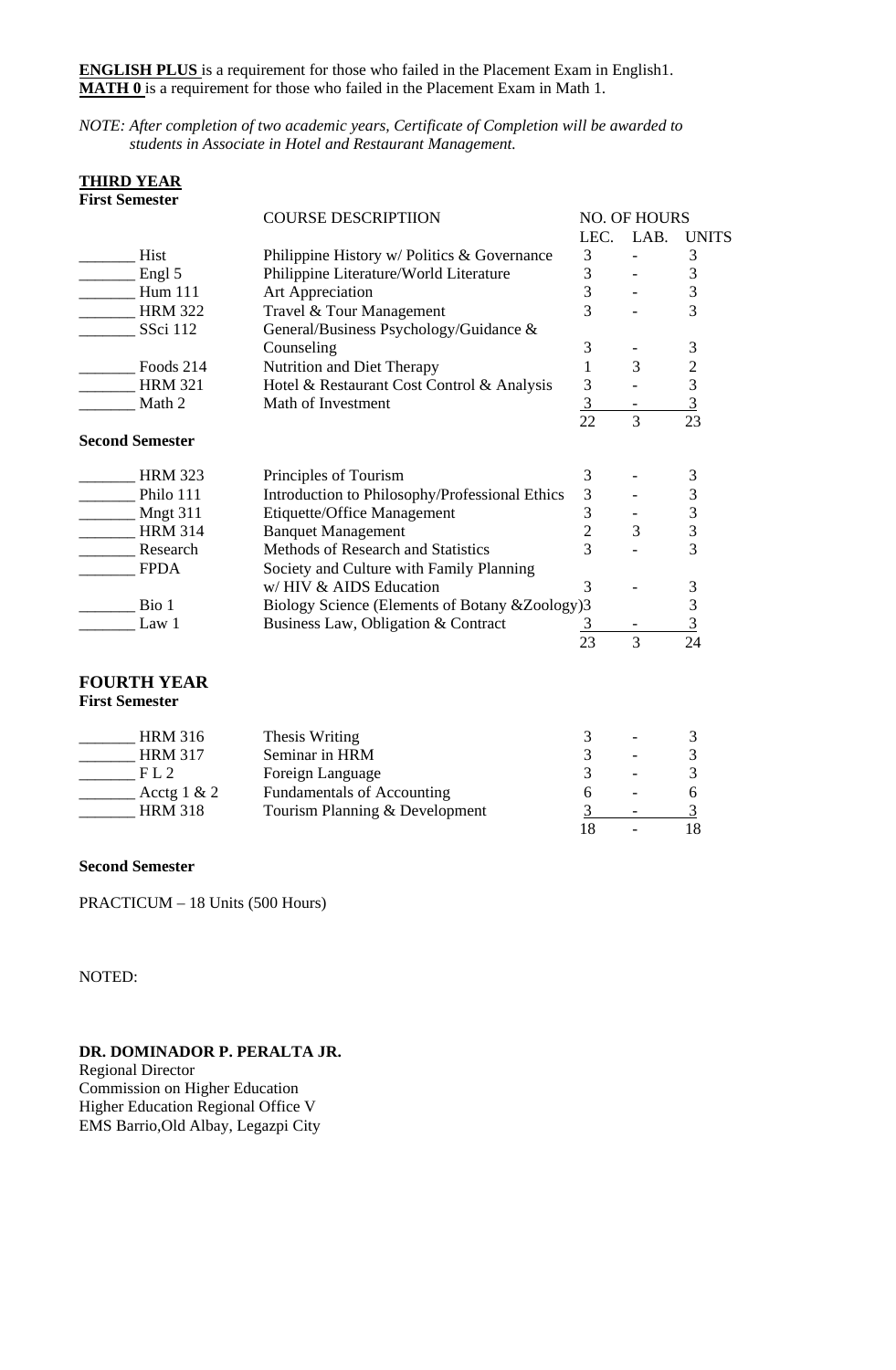**ENGLISH PLUS** is a requirement for those who failed in the Placement Exam in English1.
**MATH 0** is a requirement for those who failed in the Placement Exam in Math 1.

*NOTE: After completion of two academic years, Certificate of Completion will be awarded to students in Associate in Hotel and Restaurant Management.*

## THIRD YEAR

**First Semester**

| | | COURSE DESCRIPTIION | NO. OF HOURS | | |
|---|---|---|---|---|---|
| | | | LEC. | LAB. | UNITS |
| _______ | Hist | Philippine History w/ Politics & Governance | 3 | - | 3 |
| _______ | Engl 5 | Philippine Literature/World Literature | 3 | - | 3 |
| _______ | Hum 111 | Art Appreciation | 3 | - | 3 |
| _______ | HRM 322 | Travel & Tour Management | 3 | - | 3 |
| _______ | SSci 112 | General/Business Psychology/Guidance & Counseling | 3 | - | 3 |
| _______ | Foods 214 | Nutrition and Diet Therapy | 1 | 3 | 2 |
| _______ | HRM 321 | Hotel & Restaurant Cost Control & Analysis | 3 | - | 3 |
| _______ | Math 2 | Math of Investment | 3 | - | 3 |
| | | | 22 | 3 | 23 |

**Second Semester**

| | | | | | |
|---|---|---|---|---|---|
| _______ | HRM 323 | Principles of Tourism | 3 | - | 3 |
| _______ | Philo 111 | Introduction to Philosophy/Professional Ethics | 3 | - | 3 |
| _______ | Mngt 311 | Etiquette/Office Management | 3 | - | 3 |
| _______ | HRM 314 | Banquet Management | 2 | 3 | 3 |
| _______ | Research | Methods of Research and Statistics | 3 | - | 3 |
| _______ | FPDA | Society and Culture with Family Planning w/ HIV & AIDS Education | 3 | - | 3 |
| _______ | Bio 1 | Biology Science (Elements of Botany &Zoology) | 3 | | 3 |
| _______ | Law 1 | Business Law, Obligation & Contract | 3 | - | 3 |
| | | | 23 | 3 | 24 |

## FOURTH YEAR

**First Semester**

| | | | | | |
|---|---|---|---|---|---|
| _______ | HRM 316 | Thesis Writing | 3 | - | 3 |
| _______ | HRM 317 | Seminar in HRM | 3 | - | 3 |
| _______ | F L 2 | Foreign Language | 3 | - | 3 |
| _______ | Acctg 1 & 2 | Fundamentals of Accounting | 6 | - | 6 |
| _______ | HRM 318 | Tourism Planning & Development | 3 | - | 3 |
| | | | 18 | - | 18 |

**Second Semester**

PRACTICUM – 18 Units (500 Hours)

NOTED:

**DR. DOMINADOR P. PERALTA JR.**
Regional Director
Commission on Higher Education
Higher Education Regional Office V
EMS Barrio,Old Albay, Legazpi City